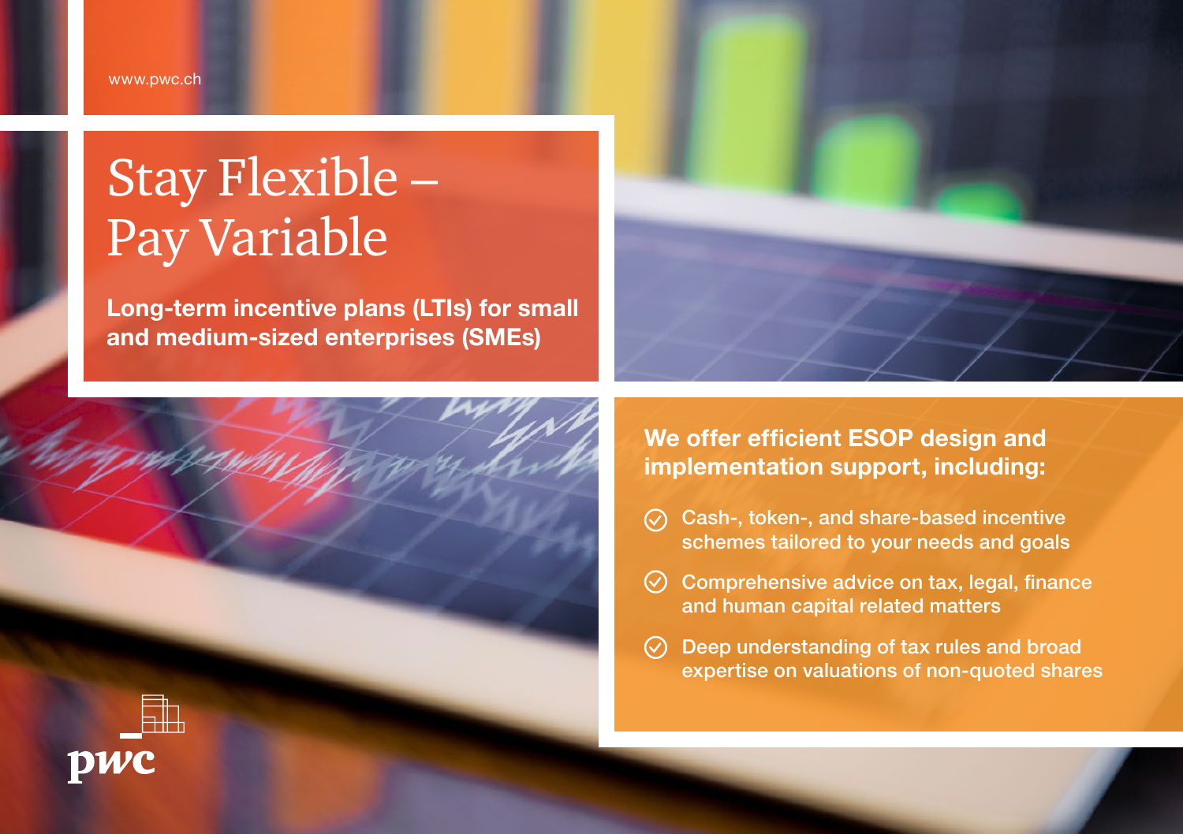www.pwc.ch

# Stay Flexible – Pay Variable

**Long-term incentive plans (LTIs) for small and medium-sized enterprises (SMEs)**

## We offer efficient ESOP design and implementation support, including:

- Cash-, token-, and share-based incentive schemes tailored to your needs and goals
- Comprehensive advice on tax, legal, finance and human capital related matters
- Deep understanding of tax rules and broad expertise on valuations of non-quoted shares

pwc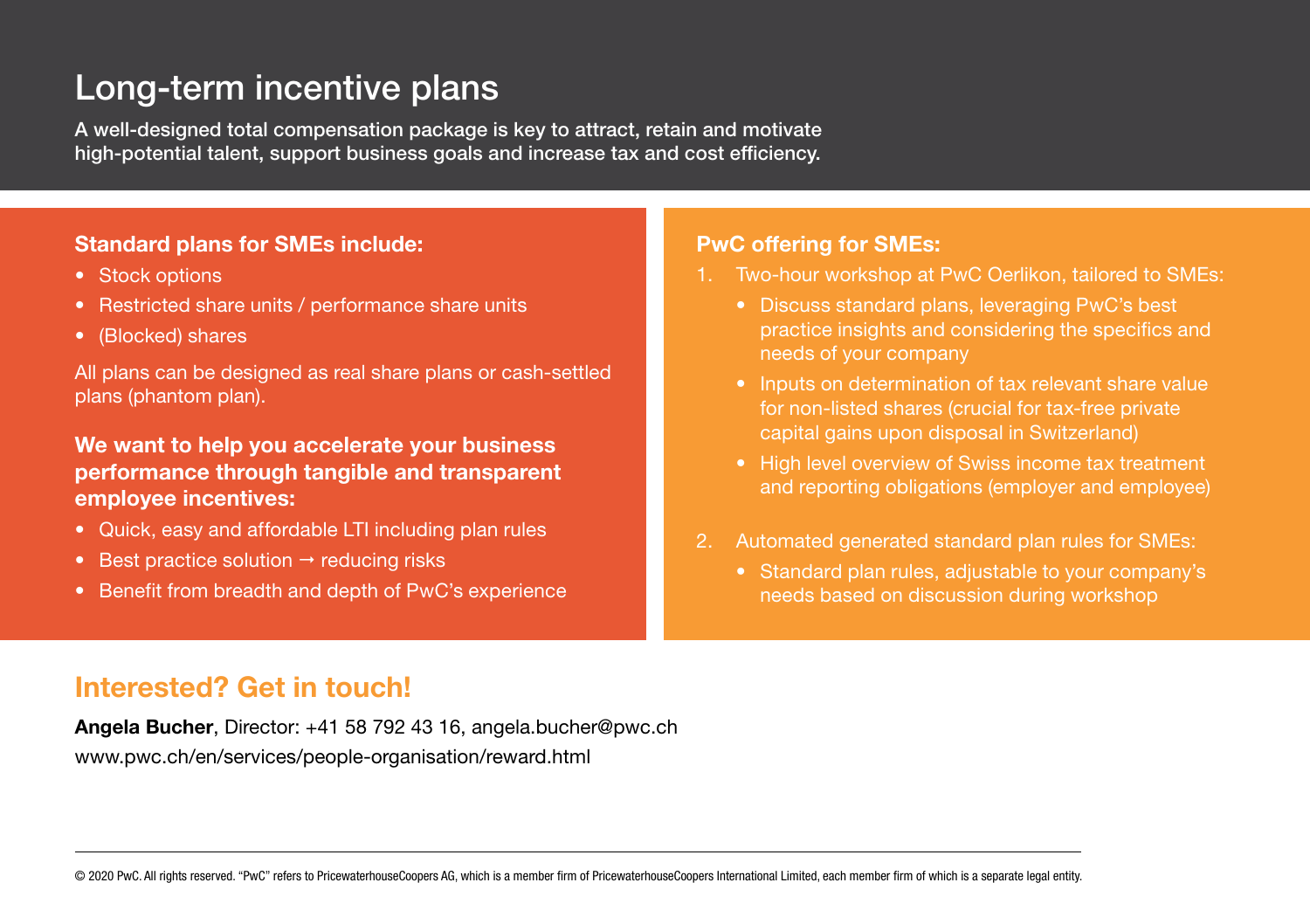# Long-term incentive plans

A well-designed total compensation package is key to attract, retain and motivate high-potential talent, support business goals and increase tax and cost efficiency.

**Standard plans for SMEs include:**

- Stock options
- Restricted share units / performance share units
- (Blocked) shares

All plans can be designed as real share plans or cash-settled plans (phantom plan).

**We want to help you accelerate your business performance through tangible and transparent employee incentives:**

- Quick, easy and affordable LTI including plan rules
- Best practice solution → reducing risks
- Benefit from breadth and depth of PwC's experience

**PwC offering for SMEs:**

1. Two-hour workshop at PwC Oerlikon, tailored to SMEs:
   - Discuss standard plans, leveraging PwC's best practice insights and considering the specifics and needs of your company
   - Inputs on determination of tax relevant share value for non-listed shares (crucial for tax-free private capital gains upon disposal in Switzerland)
   - High level overview of Swiss income tax treatment and reporting obligations (employer and employee)
2. Automated generated standard plan rules for SMEs:
   - Standard plan rules, adjustable to your company's needs based on discussion during workshop

## Interested? Get in touch!

**Angela Bucher**, Director: +41 58 792 43 16, angela.bucher@pwc.ch
www.pwc.ch/en/services/people-organisation/reward.html

© 2020 PwC. All rights reserved. "PwC" refers to PricewaterhouseCoopers AG, which is a member firm of PricewaterhouseCoopers International Limited, each member firm of which is a separate legal entity.